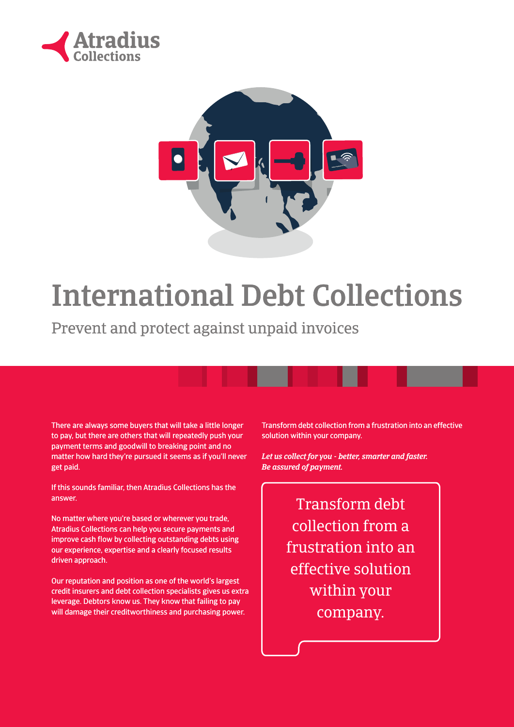Atradius Collections

# International Debt Collections

## Prevent and protect against unpaid invoices

There are always some buyers that will take a little longer to pay, but there are others that will repeatedly push your payment terms and goodwill to breaking point and no matter how hard they're pursued it seems as if you'll never get paid.

If this sounds familiar, then Atradius Collections has the answer.

No matter where you're based or wherever you trade, Atradius Collections can help you secure payments and improve cash flow by collecting outstanding debts using our experience, expertise and a clearly focused results driven approach.

Our reputation and position as one of the world's largest credit insurers and debt collection specialists gives us extra leverage. Debtors know us. They know that failing to pay will damage their creditworthiness and purchasing power.

Transform debt collection from a frustration into an effective solution within your company.

***Let us collect for you - better, smarter and faster. Be assured of payment.***

> Transform debt collection from a frustration into an effective solution within your company.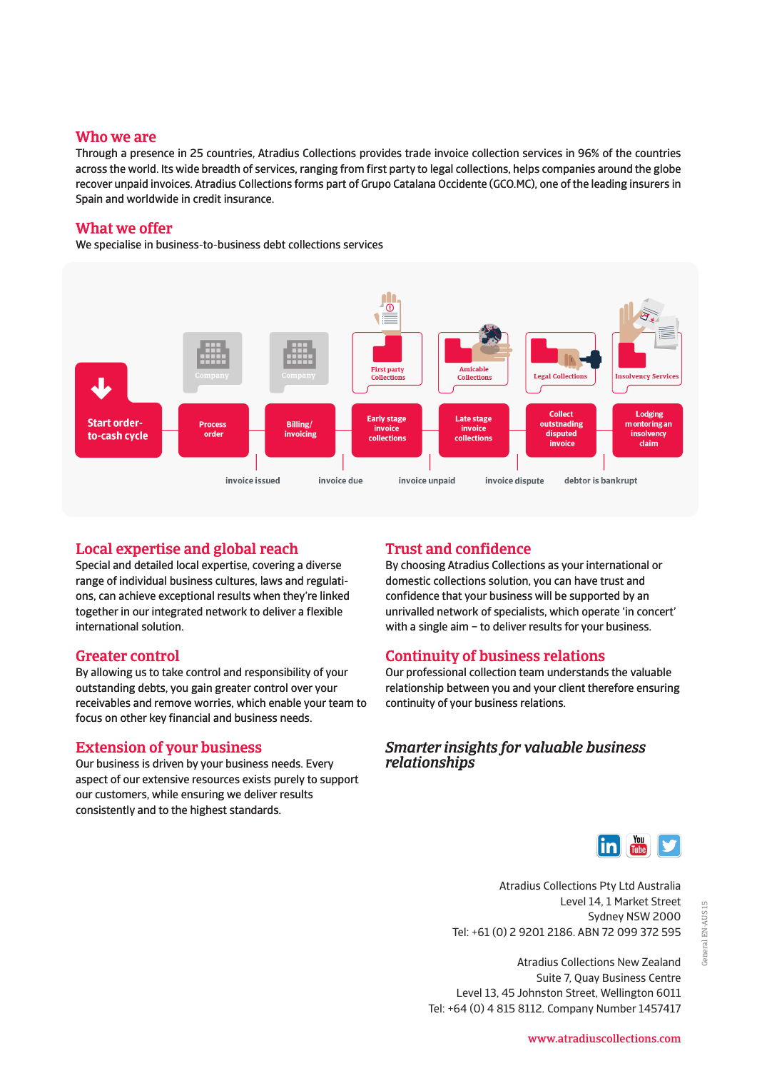## Who we are

Through a presence in 25 countries, Atradius Collections provides trade invoice collection services in 96% of the countries across the world. Its wide breadth of services, ranging from first party to legal collections, helps companies around the globe recover unpaid invoices. Atradius Collections forms part of Grupo Catalana Occidente (GCO.MC), one of the leading insurers in Spain and worldwide in credit insurance.

## What we offer

We specialise in business-to-business debt collections services

Company
Company
First party Collections
Amicable Collections
Legal Collections
Insolvency Services

Start order-to-cash cycle
Process order
Billing/ invoicing
Early stage invoice collections
Late stage invoice collections
Collect outstnading disputed invoice
Lodging montoring an insolvency daim

invoice issued
invoice due
invoice unpaid
invoice dispute
debtor is bankrupt

## Local expertise and global reach

Special and detailed local expertise, covering a diverse range of individual business cultures, laws and regulations, can achieve exceptional results when they're linked together in our integrated network to deliver a flexible international solution.

## Greater control

By allowing us to take control and responsibility of your outstanding debts, you gain greater control over your receivables and remove worries, which enable your team to focus on other key financial and business needs.

## Extension of your business

Our business is driven by your business needs. Every aspect of our extensive resources exists purely to support our customers, while ensuring we deliver results consistently and to the highest standards.

## Trust and confidence

By choosing Atradius Collections as your international or domestic collections solution, you can have trust and confidence that your business will be supported by an unrivalled network of specialists, which operate 'in concert' with a single aim – to deliver results for your business.

## Continuity of business relations

Our professional collection team understands the valuable relationship between you and your client therefore ensuring continuity of your business relations.

***Smarter insights for valuable business relationships***

Atradius Collections Pty Ltd Australia
Level 14, 1 Market Street
Sydney NSW 2000
Tel: +61 (0) 2 9201 2186. ABN 72 099 372 595

Atradius Collections New Zealand
Suite 7, Quay Business Centre
Level 13, 45 Johnston Street, Wellington 6011
Tel: +64 (0) 4 815 8112. Company Number 1457417

www.atradiuscollections.com

General EN-AUS 15